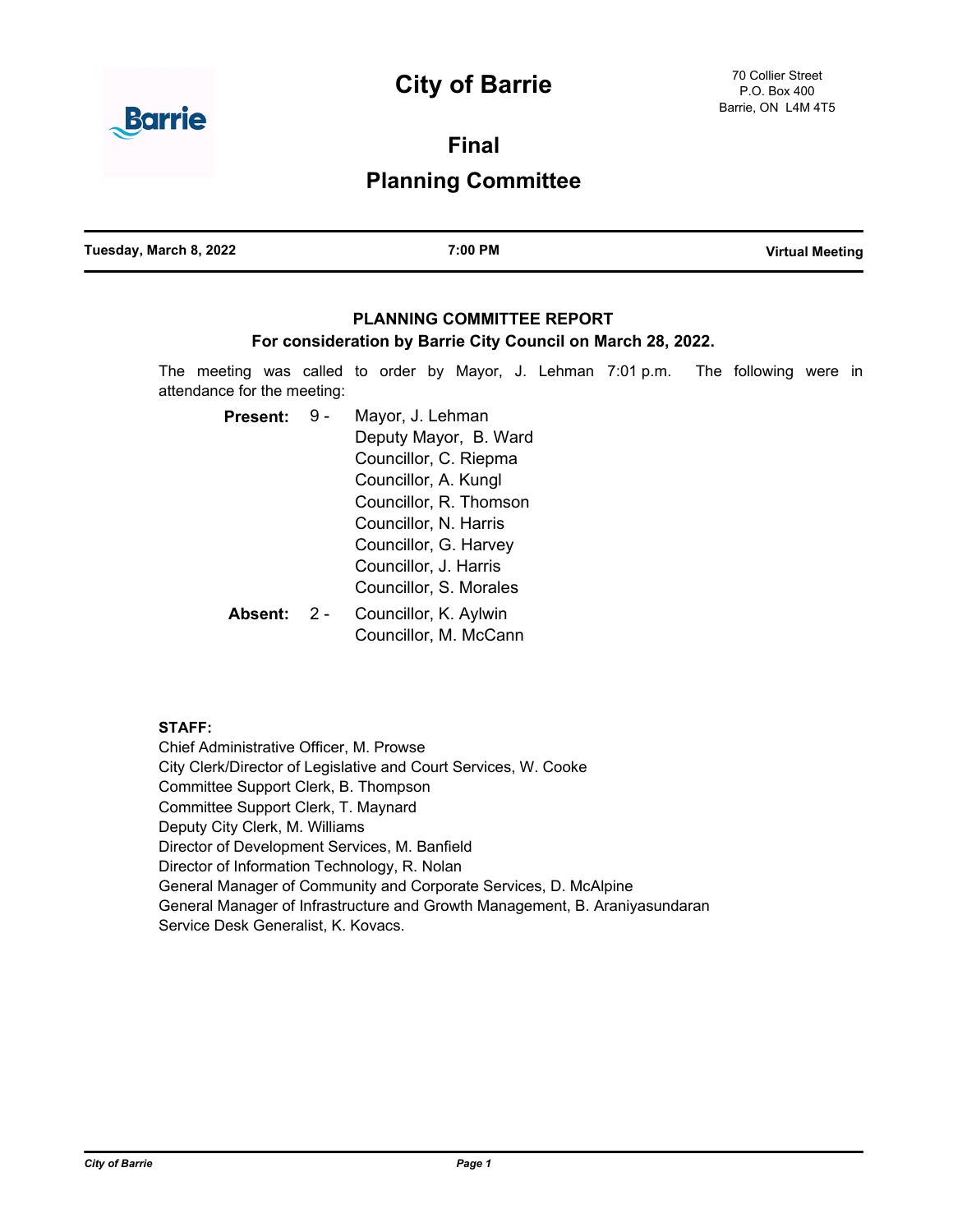# City of Barrie

70 Collier Street
P.O. Box 400
Barrie, ON L4M 4T5

## Final

## Planning Committee

| Tuesday, March 8, 2022 | 7:00 PM | Virtual Meeting |
|---|---|---|

### PLANNING COMMITTEE REPORT

**For consideration by Barrie City Council on March 28, 2022.**

The meeting was called to order by Mayor, J. Lehman 7:01 p.m. The following were in attendance for the meeting:

**Present:** 9 -
Mayor, J. Lehman
Deputy Mayor, B. Ward
Councillor, C. Riepma
Councillor, A. Kungl
Councillor, R. Thomson
Councillor, N. Harris
Councillor, G. Harvey
Councillor, J. Harris
Councillor, S. Morales

**Absent:** 2 -
Councillor, K. Aylwin
Councillor, M. McCann

**STAFF:**

Chief Administrative Officer, M. Prowse
City Clerk/Director of Legislative and Court Services, W. Cooke
Committee Support Clerk, B. Thompson
Committee Support Clerk, T. Maynard
Deputy City Clerk, M. Williams
Director of Development Services, M. Banfield
Director of Information Technology, R. Nolan
General Manager of Community and Corporate Services, D. McAlpine
General Manager of Infrastructure and Growth Management, B. Araniyasundaran
Service Desk Generalist, K. Kovacs.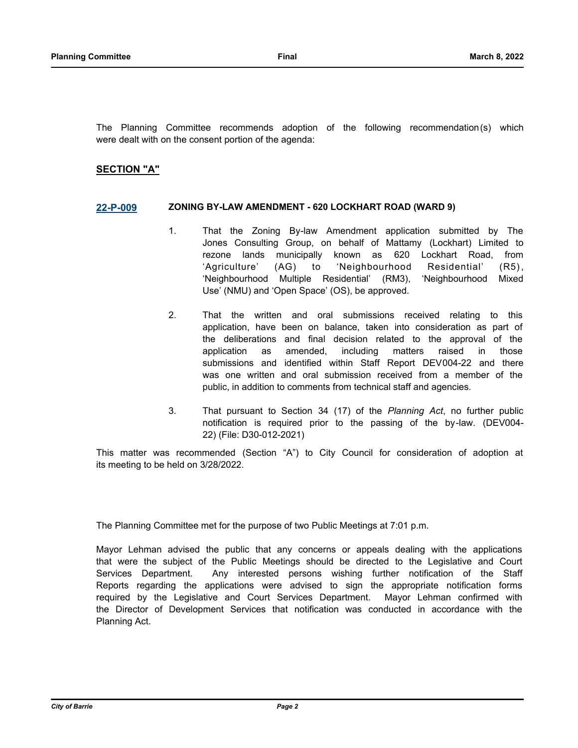The Planning Committee recommends adoption of the following recommendation(s) which were dealt with on the consent portion of the agenda:

## SECTION "A"

**22-P-009** **ZONING BY-LAW AMENDMENT - 620 LOCKHART ROAD (WARD 9)**

1. That the Zoning By-law Amendment application submitted by The Jones Consulting Group, on behalf of Mattamy (Lockhart) Limited to rezone lands municipally known as 620 Lockhart Road, from 'Agriculture' (AG) to 'Neighbourhood Residential' (R5), 'Neighbourhood Multiple Residential' (RM3), 'Neighbourhood Mixed Use' (NMU) and 'Open Space' (OS), be approved.

2. That the written and oral submissions received relating to this application, have been on balance, taken into consideration as part of the deliberations and final decision related to the approval of the application as amended, including matters raised in those submissions and identified within Staff Report DEV004-22 and there was one written and oral submission received from a member of the public, in addition to comments from technical staff and agencies.

3. That pursuant to Section 34 (17) of the *Planning Act*, no further public notification is required prior to the passing of the by-law. (DEV004-22) (File: D30-012-2021)

This matter was recommended (Section "A") to City Council for consideration of adoption at its meeting to be held on 3/28/2022.

The Planning Committee met for the purpose of two Public Meetings at 7:01 p.m.

Mayor Lehman advised the public that any concerns or appeals dealing with the applications that were the subject of the Public Meetings should be directed to the Legislative and Court Services Department. Any interested persons wishing further notification of the Staff Reports regarding the applications were advised to sign the appropriate notification forms required by the Legislative and Court Services Department. Mayor Lehman confirmed with the Director of Development Services that notification was conducted in accordance with the Planning Act.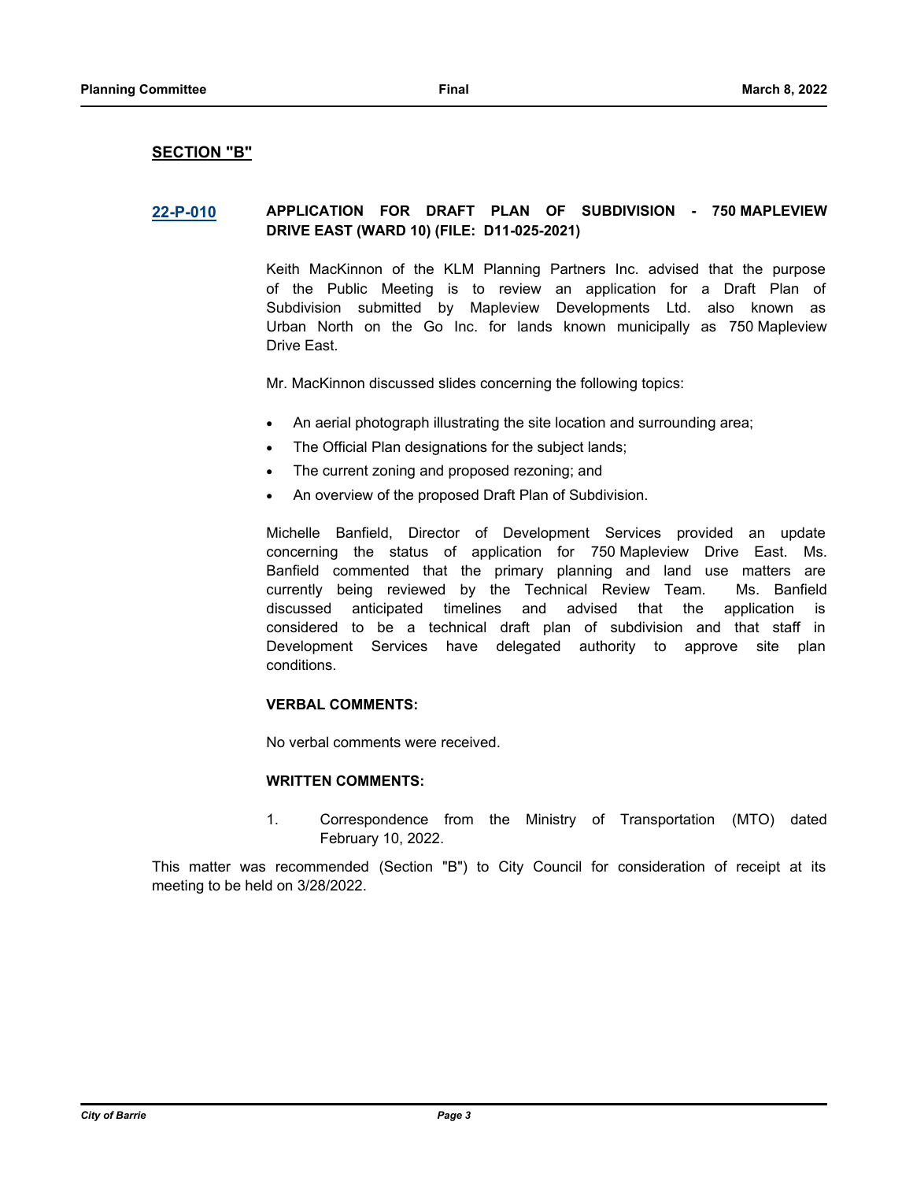## SECTION "B"

**22-P-010 APPLICATION FOR DRAFT PLAN OF SUBDIVISION - 750 MAPLEVIEW DRIVE EAST (WARD 10) (FILE: D11-025-2021)**

Keith MacKinnon of the KLM Planning Partners Inc. advised that the purpose of the Public Meeting is to review an application for a Draft Plan of Subdivision submitted by Mapleview Developments Ltd. also known as Urban North on the Go Inc. for lands known municipally as 750 Mapleview Drive East.

Mr. MacKinnon discussed slides concerning the following topics:

- An aerial photograph illustrating the site location and surrounding area;
- The Official Plan designations for the subject lands;
- The current zoning and proposed rezoning; and
- An overview of the proposed Draft Plan of Subdivision.

Michelle Banfield, Director of Development Services provided an update concerning the status of application for 750 Mapleview Drive East. Ms. Banfield commented that the primary planning and land use matters are currently being reviewed by the Technical Review Team. Ms. Banfield discussed anticipated timelines and advised that the application is considered to be a technical draft plan of subdivision and that staff in Development Services have delegated authority to approve site plan conditions.

**VERBAL COMMENTS:**

No verbal comments were received.

**WRITTEN COMMENTS:**

1. Correspondence from the Ministry of Transportation (MTO) dated February 10, 2022.

This matter was recommended (Section "B") to City Council for consideration of receipt at its meeting to be held on 3/28/2022.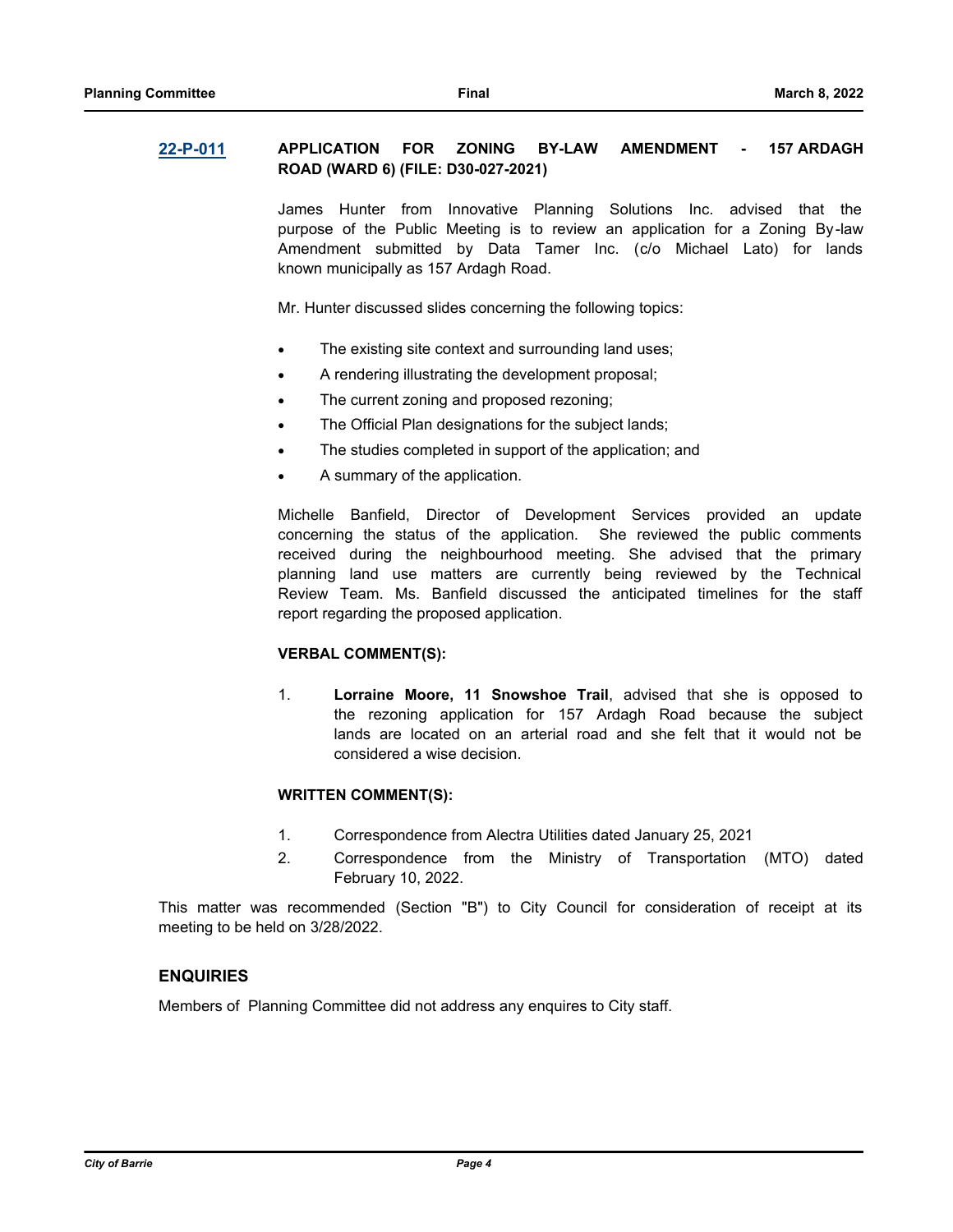**22-P-011 APPLICATION FOR ZONING BY-LAW AMENDMENT - 157 ARDAGH ROAD (WARD 6) (FILE: D30-027-2021)**

James Hunter from Innovative Planning Solutions Inc. advised that the purpose of the Public Meeting is to review an application for a Zoning By-law Amendment submitted by Data Tamer Inc. (c/o Michael Lato) for lands known municipally as 157 Ardagh Road.

Mr. Hunter discussed slides concerning the following topics:

- The existing site context and surrounding land uses;
- A rendering illustrating the development proposal;
- The current zoning and proposed rezoning;
- The Official Plan designations for the subject lands;
- The studies completed in support of the application; and
- A summary of the application.

Michelle Banfield, Director of Development Services provided an update concerning the status of the application. She reviewed the public comments received during the neighbourhood meeting. She advised that the primary planning land use matters are currently being reviewed by the Technical Review Team. Ms. Banfield discussed the anticipated timelines for the staff report regarding the proposed application.

**VERBAL COMMENT(S):**

1. **Lorraine Moore, 11 Snowshoe Trail**, advised that she is opposed to the rezoning application for 157 Ardagh Road because the subject lands are located on an arterial road and she felt that it would not be considered a wise decision.

**WRITTEN COMMENT(S):**

1. Correspondence from Alectra Utilities dated January 25, 2021
2. Correspondence from the Ministry of Transportation (MTO) dated February 10, 2022.

This matter was recommended (Section "B") to City Council for consideration of receipt at its meeting to be held on 3/28/2022.

## ENQUIRIES

Members of Planning Committee did not address any enquires to City staff.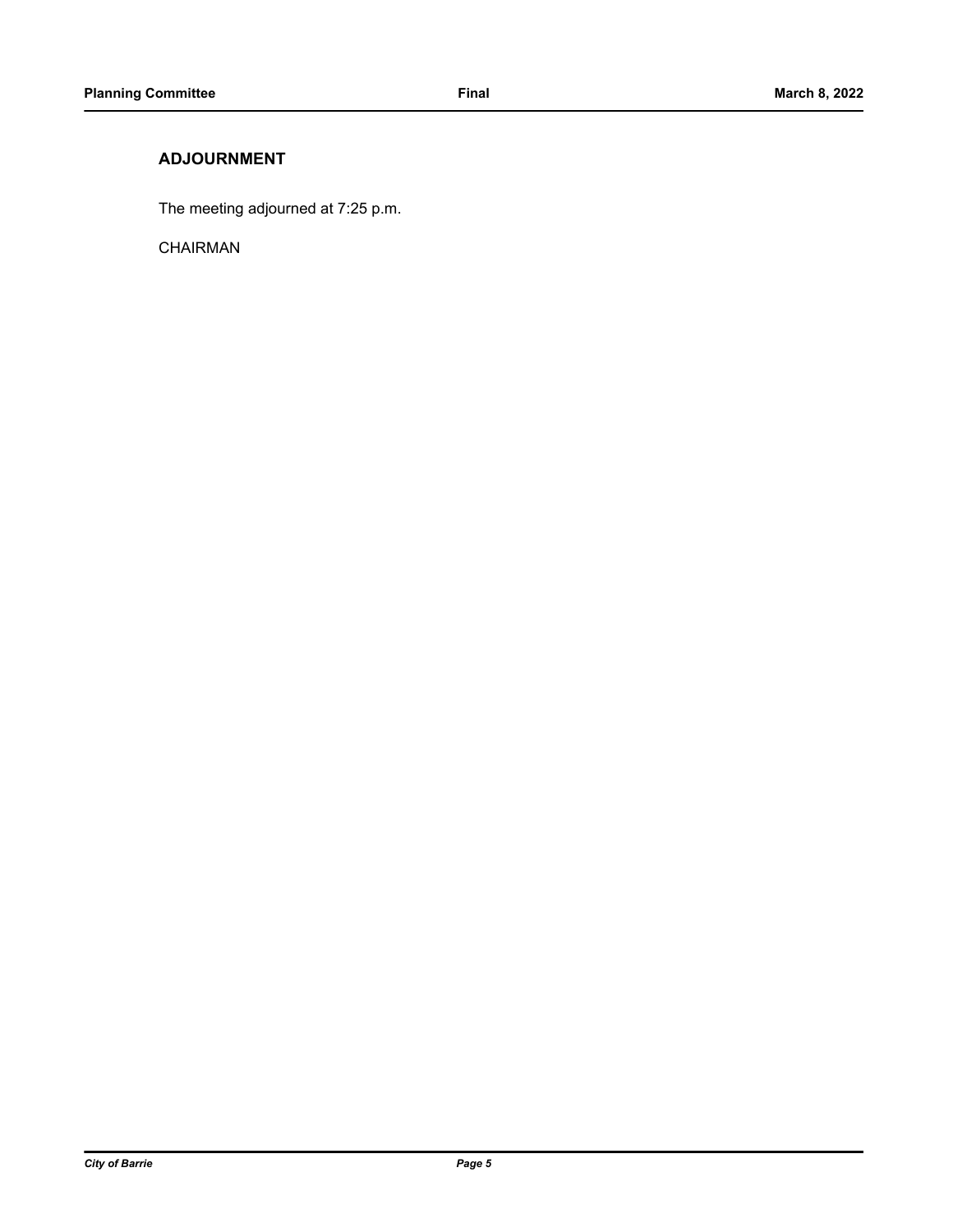## ADJOURNMENT

The meeting adjourned at 7:25 p.m.

CHAIRMAN